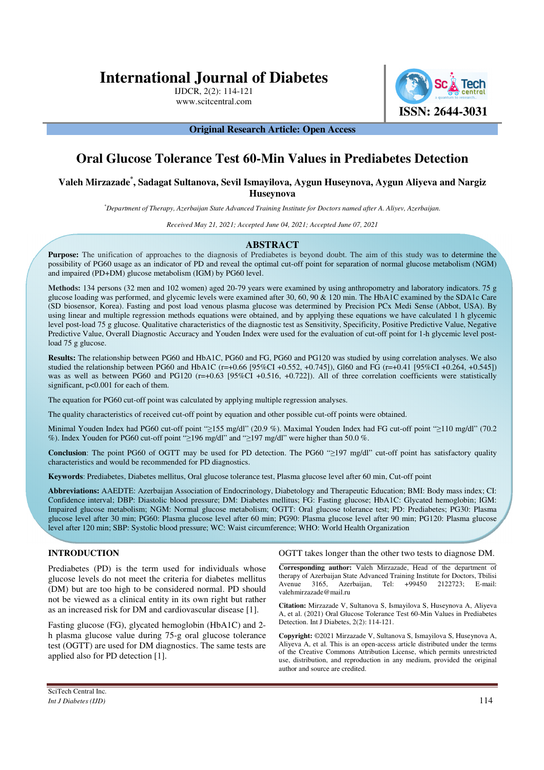# International Journal of Diabetes

IJDCR, 2(2): 114-121
www.scitcentral.com

ISSN: 2644-3031

**Original Research Article: Open Access**

# Oral Glucose Tolerance Test 60-Min Values in Prediabetes Detection

**Valeh Mirzazade*, Sadagat Sultanova, Sevil Ismayilova, Aygun Huseynova, Aygun Aliyeva and Nargiz Huseynova**

*\*Department of Therapy, Azerbaijan State Advanced Training Institute for Doctors named after A. Aliyev, Azerbaijan.*

*Received May 21, 2021; Accepted June 04, 2021; Accepted June 07, 2021*

## ABSTRACT

**Purpose:** The unification of approaches to the diagnosis of Prediabetes is beyond doubt. The aim of this study was to determine the possibility of PG60 usage as an indicator of PD and reveal the optimal cut-off point for separation of normal glucose metabolism (NGM) and impaired (PD+DM) glucose metabolism (IGM) by PG60 level.

**Methods:** 134 persons (32 men and 102 women) aged 20-79 years were examined by using anthropometry and laboratory indicators. 75 g glucose loading was performed, and glycemic levels were examined after 30, 60, 90 & 120 min. The HbA1C examined by the SDA1c Care (SD biosensor, Korea). Fasting and post load venous plasma glucose was determined by Precision PCx Medi Sense (Abbot, USA). By using linear and multiple regression methods equations were obtained, and by applying these equations we have calculated 1 h glycemic level post-load 75 g glucose. Qualitative characteristics of the diagnostic test as Sensitivity, Specificity, Positive Predictive Value, Negative Predictive Value, Overall Diagnostic Accuracy and Youden Index were used for the evaluation of cut-off point for 1-h glycemic level post-load 75 g glucose.

**Results:** The relationship between PG60 and HbA1C, PG60 and FG, PG60 and PG120 was studied by using correlation analyses. We also studied the relationship between PG60 and HbA1C (r=+0.66 [95%CI +0.552, +0.745]), Gl60 and FG (r=+0.41 [95%CI +0.264, +0.545]) was as well as between PG60 and PG120 (r=+0.63 [95%CI +0.516, +0.722]). All of three correlation coefficients were statistically significant, p<0.001 for each of them.

The equation for PG60 cut-off point was calculated by applying multiple regression analyses.

The quality characteristics of received cut-off point by equation and other possible cut-off points were obtained.

Minimal Youden Index had PG60 cut-off point "≥155 mg/dl" (20.9 %). Maximal Youden Index had FG cut-off point "≥110 mg/dl" (70.2 %). Index Youden for PG60 cut-off point "≥196 mg/dl" and "≥197 mg/dl" were higher than 50.0 %.

**Conclusion**: The point PG60 of OGTT may be used for PD detection. The PG60 "≥197 mg/dl" cut-off point has satisfactory quality characteristics and would be recommended for PD diagnostics.

**Keywords**: Prediabetes, Diabetes mellitus, Oral glucose tolerance test, Plasma glucose level after 60 min, Cut-off point

**Abbreviations:** AAEDTE: Azerbaijan Association of Endocrinology, Diabetology and Therapeutic Education; BMI: Body mass index; CI: Confidence interval; DBP: Diastolic blood pressure; DM: Diabetes mellitus; FG: Fasting glucose; HbA1C: Glycated hemoglobin; IGM: Impaired glucose metabolism; NGM: Normal glucose metabolism; OGTT: Oral glucose tolerance test; PD: Prediabetes; PG30: Plasma glucose level after 30 min; PG60: Plasma glucose level after 60 min; PG90: Plasma glucose level after 90 min; PG120: Plasma glucose level after 120 min; SBP: Systolic blood pressure; WC: Waist circumference; WHO: World Health Organization

## INTRODUCTION

Prediabetes (PD) is the term used for individuals whose glucose levels do not meet the criteria for diabetes mellitus (DM) but are too high to be considered normal. PD should not be viewed as a clinical entity in its own right but rather as an increased risk for DM and cardiovascular disease [1].

Fasting glucose (FG), glycated hemoglobin (HbA1C) and 2-h plasma glucose value during 75-g oral glucose tolerance test (OGTT) are used for DM diagnostics. The same tests are applied also for PD detection [1].

OGTT takes longer than the other two tests to diagnose DM.

**Corresponding author:** Valeh Mirzazade, Head of the department of therapy of Azerbaijan State Advanced Training Institute for Doctors, Tbilisi Avenue 3165, Azerbaijan, Tel: +99450 2122723; E-mail: valehmirzazade@mail.ru

**Citation:** Mirzazade V, Sultanova S, Ismayilova S, Huseynova A, Aliyeva A, et al. (2021) Oral Glucose Tolerance Test 60-Min Values in Prediabetes Detection. Int J Diabetes, 2(2): 114-121.

**Copyright:** ©2021 Mirzazade V, Sultanova S, Ismayilova S, Huseynova A, Aliyeva A, et al. This is an open-access article distributed under the terms of the Creative Commons Attribution License, which permits unrestricted use, distribution, and reproduction in any medium, provided the original author and source are credited.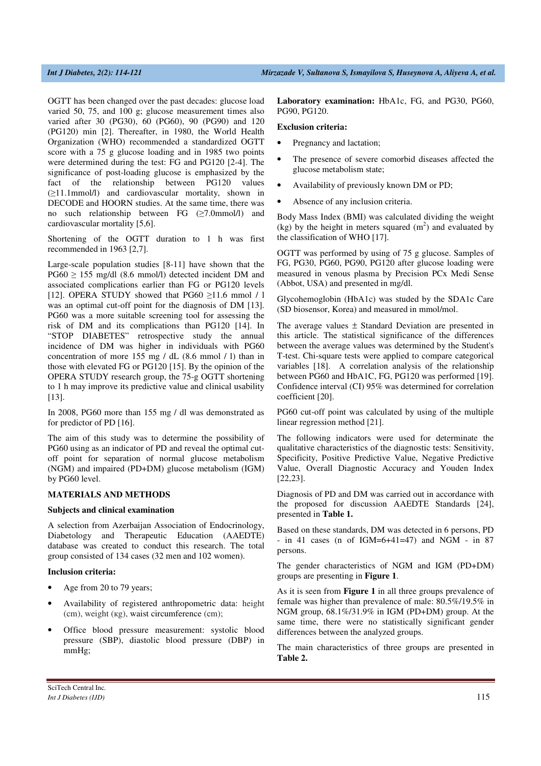OGTT has been changed over the past decades: glucose load varied 50, 75, and 100 g; glucose measurement times also varied after 30 (PG30), 60 (PG60), 90 (PG90) and 120 (PG120) min [2]. Thereafter, in 1980, the World Health Organization (WHO) recommended a standardized OGTT score with a 75 g glucose loading and in 1985 two points were determined during the test: FG and PG120 [2-4]. The significance of post-loading glucose is emphasized by the fact of the relationship between PG120 values (≥11.1mmol/l) and cardiovascular mortality, shown in DECODE and HOORN studies. At the same time, there was no such relationship between FG (≥7.0mmol/l) and cardiovascular mortality [5,6].

Shortening of the OGTT duration to 1 h was first recommended in 1963 [2,7].

Large-scale population studies [8-11] have shown that the PG60 ≥ 155 mg/dl (8.6 mmol/l) detected incident DM and associated complications earlier than FG or PG120 levels [12]. OPERA STUDY showed that PG60 ≥11.6 mmol / l was an optimal cut-off point for the diagnosis of DM [13]. PG60 was a more suitable screening tool for assessing the risk of DM and its complications than PG120 [14]. In "STOP DIABETES" retrospective study the annual incidence of DM was higher in individuals with PG60 concentration of more 155 mg / dL (8.6 mmol / l) than in those with elevated FG or PG120 [15]. By the opinion of the OPERA STUDY research group, the 75-g OGTT shortening to 1 h may improve its predictive value and clinical usability [13].

In 2008, PG60 more than 155 mg / dl was demonstrated as for predictor of PD [16].

The aim of this study was to determine the possibility of PG60 using as an indicator of PD and reveal the optimal cut-off point for separation of normal glucose metabolism (NGM) and impaired (PD+DM) glucose metabolism (IGM) by PG60 level.

## MATERIALS AND METHODS

### Subjects and clinical examination

A selection from Azerbaijan Association of Endocrinology, Diabetology and Therapeutic Education (AAEDTE) database was created to conduct this research. The total group consisted of 134 cases (32 men and 102 women).

**Inclusion criteria:**

- Age from 20 to 79 years;
- Availability of registered anthropometric data: height (cm), weight (кg), waist circumference (cm);
- Office blood pressure measurement: systolic blood pressure (SBP), diastolic blood pressure (DBP) in mmHg;

**Laboratory examination:** HbA1c, FG, and PG30, PG60, PG90, PG120.

**Exclusion criteria:**

- Pregnancy and lactation;
- The presence of severe comorbid diseases affected the glucose metabolism state;
- Availability of previously known DM or PD;
- Absence of any inclusion criteria.

Body Mass Index (BMI) was calculated dividing the weight (kg) by the height in meters squared ($m^2$) and evaluated by the classification of WHO [17].

OGTT was performed by using of 75 g glucose. Samples of FG, PG30, PG60, PG90, PG120 after glucose loading were measured in venous plasma by Precision PCx Medi Sense (Abbot, USA) and presented in mg/dl.

Glycohemoglobin (HbA1c) was studed by the SDA1c Care (SD biosensor, Korea) and measured in mmol/mol.

The average values ± Standard Deviation are presented in this article. The statistical significance of the differences between the average values was determined by the Student's T-test. Chi-square tests were applied to compare categorical variables [18]. A correlation analysis of the relationship between PG60 and HbA1C, FG, PG120 was performed [19]. Confidence interval (CI) 95% was determined for correlation coefficient [20].

PG60 cut-off point was calculated by using of the multiple linear regression method [21].

The following indicators were used for determinate the qualitative characteristics of the diagnostic tests: Sensitivity, Specificity, Positive Predictive Value, Negative Predictive Value, Overall Diagnostic Accuracy and Youden Index [22,23].

Diagnosis of PD and DM was carried out in accordance with the proposed for discussion AAEDTE Standards [24], presented in **Table 1.**

Based on these standards, DM was detected in 6 persons, PD - in 41 cases (n of IGM=6+41=47) and NGM - in 87 persons.

The gender characteristics of NGM and IGM (PD+DM) groups are presenting in **Figure 1**.

As it is seen from **Figure 1** in all three groups prevalence of female was higher than prevalence of male: 80.5%/19.5% in NGM group, 68.1%/31.9% in IGM (PD+DM) group. At the same time, there were no statistically significant gender differences between the analyzed groups.

The main characteristics of three groups are presented in **Table 2.**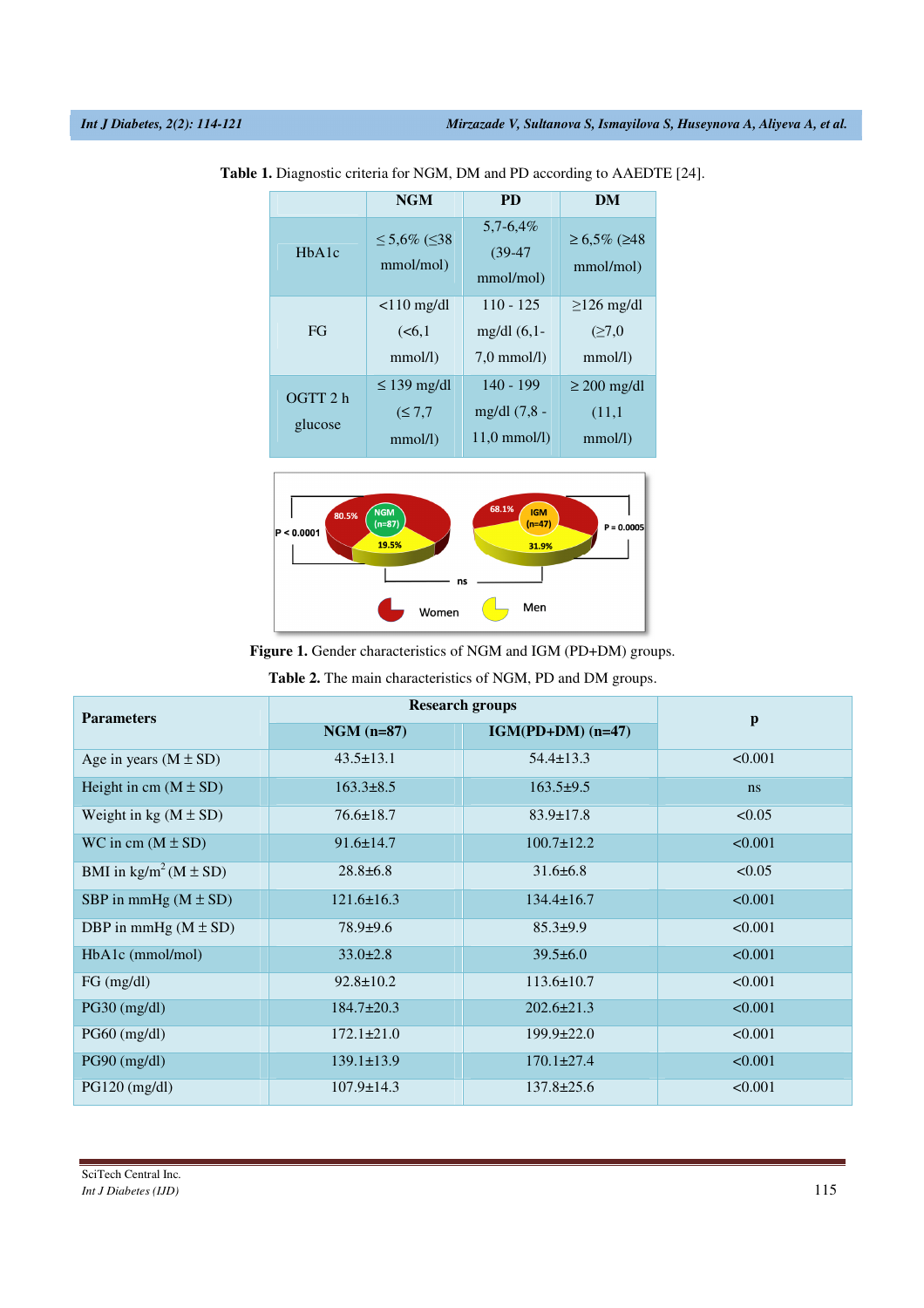**Table 1.** Diagnostic criteria for NGM, DM and PD according to AAEDTE [24].

| | NGM | PD | DM |
|---|---|---|---|
| HbA1c | ≤ 5,6% (≤38 mmol/mol) | 5,7-6,4% (39-47 mmol/mol) | ≥ 6,5% (≥48 mmol/mol) |
| FG | <110 mg/dl (<6,1 mmol/l) | 110 - 125 mg/dl (6,1-7,0 mmol/l) | ≥126 mg/dl (≥7,0 mmol/l) |
| OGTT 2 h glucose | ≤ 139 mg/dl (≤ 7,7 mmol/l) | 140 - 199 mg/dl (7,8 - 11,0 mmol/l) | ≥ 200 mg/dl (11,1 mmol/l) |

**Figure 1.** Gender characteristics of NGM and IGM (PD+DM) groups.

**Table 2.** The main characteristics of NGM, PD and DM groups.

| Parameters | Research groups | | p |
|---|---|---|---|
| | NGM (n=87) | IGM(PD+DM) (n=47) | |
| Age in years (M ± SD) | 43.5±13.1 | 54.4±13.3 | <0.001 |
| Height in cm (M ± SD) | 163.3±8.5 | 163.5±9.5 | ns |
| Weight in kg (M ± SD) | 76.6±18.7 | 83.9±17.8 | <0.05 |
| WC in cm (M ± SD) | 91.6±14.7 | 100.7±12.2 | <0.001 |
| BMI in kg/m$^2$ (M ± SD) | 28.8±6.8 | 31.6±6.8 | <0.05 |
| SBP in mmHg (M ± SD) | 121.6±16.3 | 134.4±16.7 | <0.001 |
| DBP in mmHg (M ± SD) | 78.9±9.6 | 85.3±9.9 | <0.001 |
| HbA1c (mmol/mol) | 33.0±2.8 | 39.5±6.0 | <0.001 |
| FG (mg/dl) | 92.8±10.2 | 113.6±10.7 | <0.001 |
| PG30 (mg/dl) | 184.7±20.3 | 202.6±21.3 | <0.001 |
| PG60 (mg/dl) | 172.1±21.0 | 199.9±22.0 | <0.001 |
| PG90 (mg/dl) | 139.1±13.9 | 170.1±27.4 | <0.001 |
| PG120 (mg/dl) | 107.9±14.3 | 137.8±25.6 | <0.001 |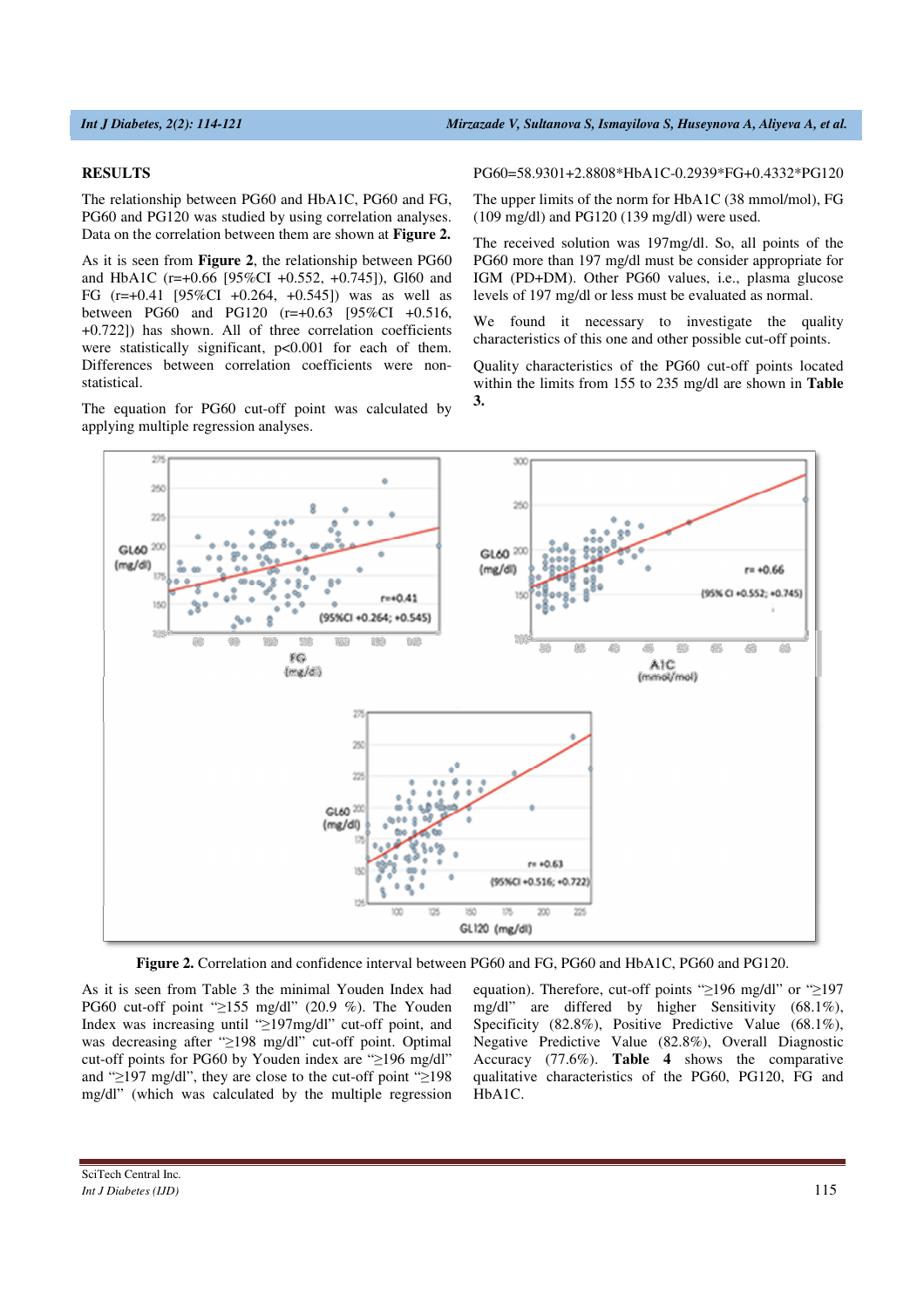## RESULTS

The relationship between PG60 and HbA1C, PG60 and FG, PG60 and PG120 was studied by using correlation analyses. Data on the correlation between them are shown at **Figure 2.**

As it is seen from **Figure 2**, the relationship between PG60 and HbA1C (r=+0.66 [95%CI +0.552, +0.745]), Gl60 and FG (r=+0.41 [95%CI +0.264, +0.545]) was as well as between PG60 and PG120 (r=+0.63 [95%CI +0.516, +0.722]) has shown. All of three correlation coefficients were statistically significant, $p<0.001$ for each of them. Differences between correlation coefficients were non-statistical.

The equation for PG60 cut-off point was calculated by applying multiple regression analyses.

$$PG60=58.9301+2.8808*HbA1C-0.2939*FG+0.4332*PG120$$

The upper limits of the norm for HbA1C (38 mmol/mol), FG (109 mg/dl) and PG120 (139 mg/dl) were used.

The received solution was 197mg/dl. So, all points of the PG60 more than 197 mg/dl must be consider appropriate for IGM (PD+DM). Other PG60 values, i.e., plasma glucose levels of 197 mg/dl or less must be evaluated as normal.

We found it necessary to investigate the quality characteristics of this one and other possible cut-off points.

Quality characteristics of the PG60 cut-off points located within the limits from 155 to 235 mg/dl are shown in **Table 3.**

**Figure 2.** Correlation and confidence interval between PG60 and FG, PG60 and HbA1C, PG60 and PG120.

As it is seen from Table 3 the minimal Youden Index had PG60 cut-off point "≥155 mg/dl" (20.9 %). The Youden Index was increasing until "≥197mg/dl" cut-off point, and was decreasing after "≥198 mg/dl" cut-off point. Optimal cut-off points for PG60 by Youden index are "≥196 mg/dl" and "≥197 mg/dl", they are close to the cut-off point "≥198 mg/dl" (which was calculated by the multiple regression equation). Therefore, cut-off points "≥196 mg/dl" or "≥197 mg/dl" are differed by higher Sensitivity (68.1%), Specificity (82.8%), Positive Predictive Value (68.1%), Negative Predictive Value (82.8%), Overall Diagnostic Accuracy (77.6%). **Table 4** shows the comparative qualitative characteristics of the PG60, PG120, FG and HbA1C.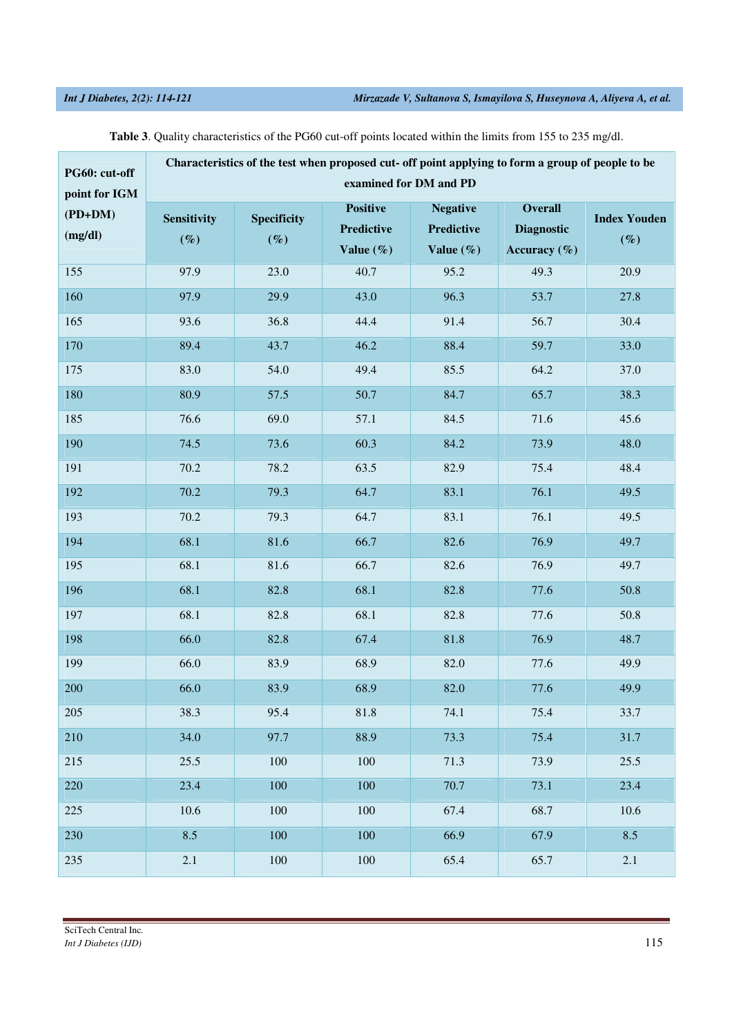**Table 3**. Quality characteristics of the PG60 cut-off points located within the limits from 155 to 235 mg/dl.

| PG60: cut-off point for IGM (PD+DM) (mg/dl) | Characteristics of the test when proposed cut- off point applying to form a group of people to be examined for DM and PD | | | | | |
|---|---|---|---|---|---|---|
| | Sensitivity (%) | Specificity (%) | Positive Predictive Value (%) | Negative Predictive Value (%) | Overall Diagnostic Accuracy (%) | Index Youden (%) |
| 155 | 97.9 | 23.0 | 40.7 | 95.2 | 49.3 | 20.9 |
| 160 | 97.9 | 29.9 | 43.0 | 96.3 | 53.7 | 27.8 |
| 165 | 93.6 | 36.8 | 44.4 | 91.4 | 56.7 | 30.4 |
| 170 | 89.4 | 43.7 | 46.2 | 88.4 | 59.7 | 33.0 |
| 175 | 83.0 | 54.0 | 49.4 | 85.5 | 64.2 | 37.0 |
| 180 | 80.9 | 57.5 | 50.7 | 84.7 | 65.7 | 38.3 |
| 185 | 76.6 | 69.0 | 57.1 | 84.5 | 71.6 | 45.6 |
| 190 | 74.5 | 73.6 | 60.3 | 84.2 | 73.9 | 48.0 |
| 191 | 70.2 | 78.2 | 63.5 | 82.9 | 75.4 | 48.4 |
| 192 | 70.2 | 79.3 | 64.7 | 83.1 | 76.1 | 49.5 |
| 193 | 70.2 | 79.3 | 64.7 | 83.1 | 76.1 | 49.5 |
| 194 | 68.1 | 81.6 | 66.7 | 82.6 | 76.9 | 49.7 |
| 195 | 68.1 | 81.6 | 66.7 | 82.6 | 76.9 | 49.7 |
| 196 | 68.1 | 82.8 | 68.1 | 82.8 | 77.6 | 50.8 |
| 197 | 68.1 | 82.8 | 68.1 | 82.8 | 77.6 | 50.8 |
| 198 | 66.0 | 82.8 | 67.4 | 81.8 | 76.9 | 48.7 |
| 199 | 66.0 | 83.9 | 68.9 | 82.0 | 77.6 | 49.9 |
| 200 | 66.0 | 83.9 | 68.9 | 82.0 | 77.6 | 49.9 |
| 205 | 38.3 | 95.4 | 81.8 | 74.1 | 75.4 | 33.7 |
| 210 | 34.0 | 97.7 | 88.9 | 73.3 | 75.4 | 31.7 |
| 215 | 25.5 | 100 | 100 | 71.3 | 73.9 | 25.5 |
| 220 | 23.4 | 100 | 100 | 70.7 | 73.1 | 23.4 |
| 225 | 10.6 | 100 | 100 | 67.4 | 68.7 | 10.6 |
| 230 | 8.5 | 100 | 100 | 66.9 | 67.9 | 8.5 |
| 235 | 2.1 | 100 | 100 | 65.4 | 65.7 | 2.1 |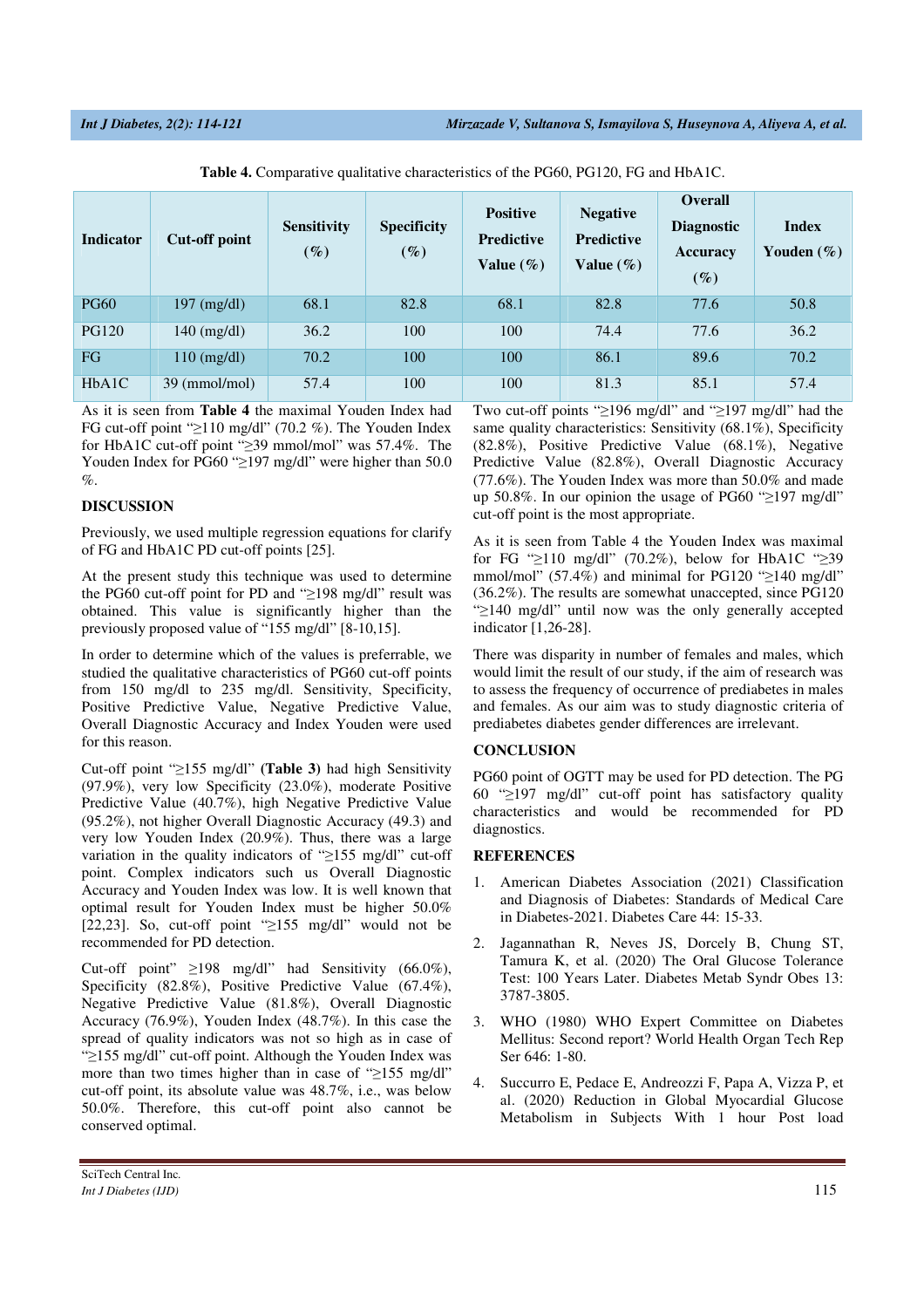**Table 4.** Comparative qualitative characteristics of the PG60, PG120, FG and HbA1C.

| Indicator | Cut-off point | Sensitivity (%) | Specificity (%) | Positive Predictive Value (%) | Negative Predictive Value (%) | Overall Diagnostic Accuracy (%) | Index Youden (%) |
|---|---|---|---|---|---|---|---|
| PG60 | 197 (mg/dl) | 68.1 | 82.8 | 68.1 | 82.8 | 77.6 | 50.8 |
| PG120 | 140 (mg/dl) | 36.2 | 100 | 100 | 74.4 | 77.6 | 36.2 |
| FG | 110 (mg/dl) | 70.2 | 100 | 100 | 86.1 | 89.6 | 70.2 |
| HbA1C | 39 (mmol/mol) | 57.4 | 100 | 100 | 81.3 | 85.1 | 57.4 |

As it is seen from **Table 4** the maximal Youden Index had FG cut-off point "≥110 mg/dl" (70.2 %). The Youden Index for HbA1C cut-off point "≥39 mmol/mol" was 57.4%. The Youden Index for PG60 "≥197 mg/dl" were higher than 50.0 %.

## DISCUSSION

Previously, we used multiple regression equations for clarify of FG and HbA1C PD cut-off points [25].

At the present study this technique was used to determine the PG60 cut-off point for PD and "≥198 mg/dl" result was obtained. This value is significantly higher than the previously proposed value of "155 mg/dl" [8-10,15].

In order to determine which of the values is preferrable, we studied the qualitative characteristics of PG60 cut-off points from 150 mg/dl to 235 mg/dl. Sensitivity, Specificity, Positive Predictive Value, Negative Predictive Value, Overall Diagnostic Accuracy and Index Youden were used for this reason.

Cut-off point "≥155 mg/dl" **(Table 3)** had high Sensitivity (97.9%), very low Specificity (23.0%), moderate Positive Predictive Value (40.7%), high Negative Predictive Value (95.2%), not higher Overall Diagnostic Accuracy (49.3) and very low Youden Index (20.9%). Thus, there was a large variation in the quality indicators of "≥155 mg/dl" cut-off point. Complex indicators such us Overall Diagnostic Accuracy and Youden Index was low. It is well known that optimal result for Youden Index must be higher 50.0% [22,23]. So, cut-off point "≥155 mg/dl" would not be recommended for PD detection.

Cut-off point" ≥198 mg/dl" had Sensitivity (66.0%), Specificity (82.8%), Positive Predictive Value (67.4%), Negative Predictive Value (81.8%), Overall Diagnostic Accuracy (76.9%), Youden Index (48.7%). In this case the spread of quality indicators was not so high as in case of "≥155 mg/dl" cut-off point. Although the Youden Index was more than two times higher than in case of "≥155 mg/dl" cut-off point, its absolute value was 48.7%, i.e., was below 50.0%. Therefore, this cut-off point also cannot be conserved optimal.

Two cut-off points "≥196 mg/dl" and "≥197 mg/dl" had the same quality characteristics: Sensitivity (68.1%), Specificity (82.8%), Positive Predictive Value (68.1%), Negative Predictive Value (82.8%), Overall Diagnostic Accuracy (77.6%). The Youden Index was more than 50.0% and made up 50.8%. In our opinion the usage of PG60 "≥197 mg/dl" cut-off point is the most appropriate.

As it is seen from Table 4 the Youden Index was maximal for FG "≥110 mg/dl" (70.2%), below for HbA1C "≥39 mmol/mol" (57.4%) and minimal for PG120 "≥140 mg/dl" (36.2%). The results are somewhat unaccepted, since PG120 "≥140 mg/dl" until now was the only generally accepted indicator [1,26-28].

There was disparity in number of females and males, which would limit the result of our study, if the aim of research was to assess the frequency of occurrence of prediabetes in males and females. As our aim was to study diagnostic criteria of prediabetes diabetes gender differences are irrelevant.

## CONCLUSION

PG60 point of OGTT may be used for PD detection. The PG 60 "≥197 mg/dl" cut-off point has satisfactory quality characteristics and would be recommended for PD diagnostics.

## REFERENCES

1. American Diabetes Association (2021) Classification and Diagnosis of Diabetes: Standards of Medical Care in Diabetes-2021. Diabetes Care 44: 15-33.

2. Jagannathan R, Neves JS, Dorcely B, Chung ST, Tamura K, et al. (2020) The Oral Glucose Tolerance Test: 100 Years Later. Diabetes Metab Syndr Obes 13: 3787-3805.

3. WHO (1980) WHO Expert Committee on Diabetes Mellitus: Second report? World Health Organ Tech Rep Ser 646: 1-80.

4. Succurro E, Pedace E, Andreozzi F, Papa A, Vizza P, et al. (2020) Reduction in Global Myocardial Glucose Metabolism in Subjects With 1 hour Post load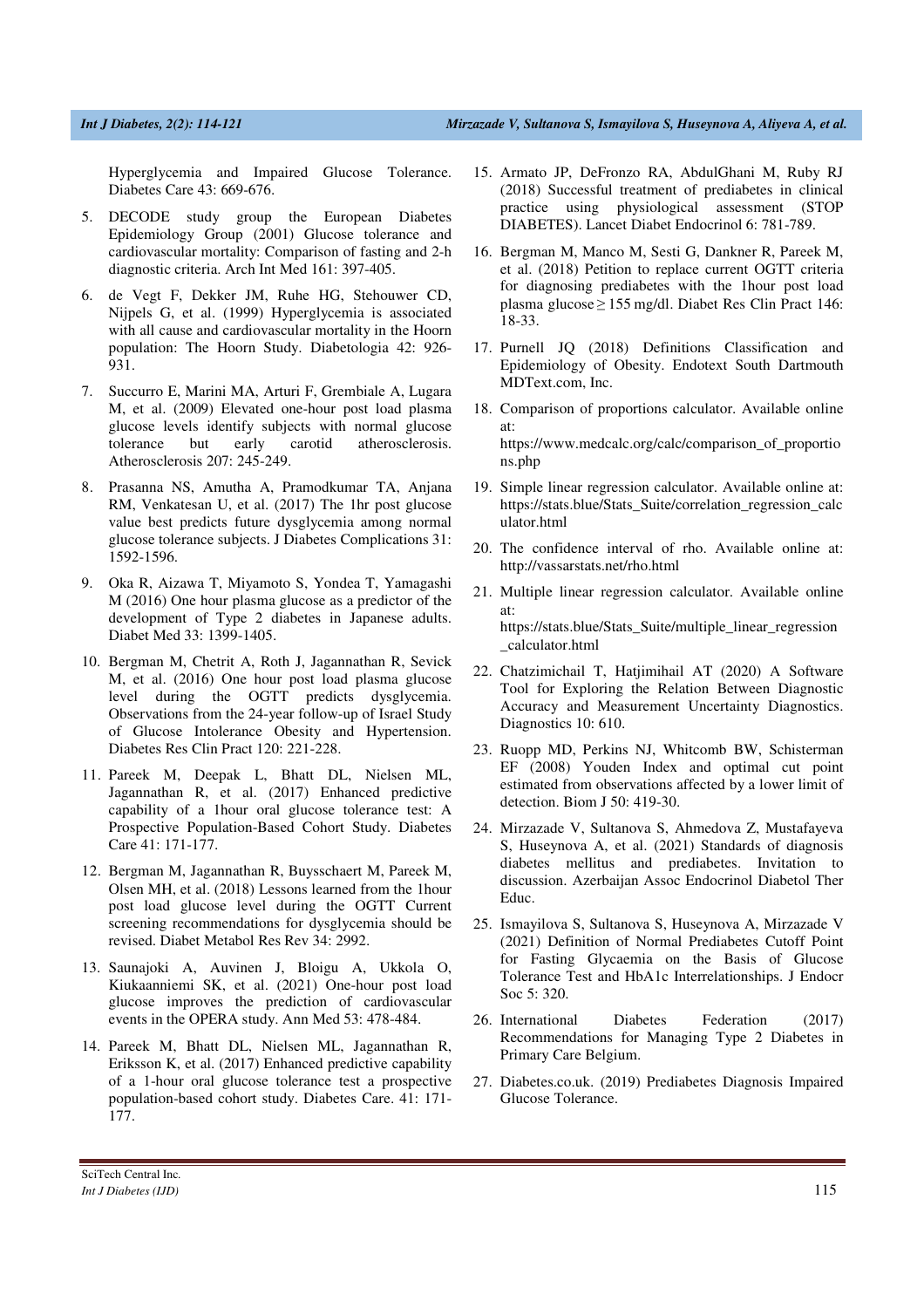Hyperglycemia and Impaired Glucose Tolerance. Diabetes Care 43: 669-676.

5. DECODE study group the European Diabetes Epidemiology Group (2001) Glucose tolerance and cardiovascular mortality: Comparison of fasting and 2-h diagnostic criteria. Arch Int Med 161: 397-405.

6. de Vegt F, Dekker JM, Ruhe HG, Stehouwer CD, Nijpels G, et al. (1999) Hyperglycemia is associated with all cause and cardiovascular mortality in the Hoorn population: The Hoorn Study. Diabetologia 42: 926-931.

7. Succurro E, Marini MA, Arturi F, Grembiale A, Lugara M, et al. (2009) Elevated one-hour post load plasma glucose levels identify subjects with normal glucose tolerance but early carotid atherosclerosis. Atherosclerosis 207: 245-249.

8. Prasanna NS, Amutha A, Pramodkumar TA, Anjana RM, Venkatesan U, et al. (2017) The 1hr post glucose value best predicts future dysglycemia among normal glucose tolerance subjects. J Diabetes Complications 31: 1592-1596.

9. Oka R, Aizawa T, Miyamoto S, Yondea T, Yamagashi M (2016) One hour plasma glucose as a predictor of the development of Type 2 diabetes in Japanese adults. Diabet Med 33: 1399-1405.

10. Bergman M, Chetrit A, Roth J, Jagannathan R, Sevick M, et al. (2016) One hour post load plasma glucose level during the OGTT predicts dysglycemia. Observations from the 24-year follow-up of Israel Study of Glucose Intolerance Obesity and Hypertension. Diabetes Res Clin Pract 120: 221-228.

11. Pareek M, Deepak L, Bhatt DL, Nielsen ML, Jagannathan R, et al. (2017) Enhanced predictive capability of a 1hour oral glucose tolerance test: A Prospective Population-Based Cohort Study. Diabetes Care 41: 171-177.

12. Bergman M, Jagannathan R, Buysschaert M, Pareek M, Olsen MH, et al. (2018) Lessons learned from the 1hour post load glucose level during the OGTT Current screening recommendations for dysglycemia should be revised. Diabet Metabol Res Rev 34: 2992.

13. Saunajoki A, Auvinen J, Bloigu A, Ukkola O, Kiukaanniemi SK, et al. (2021) One-hour post load glucose improves the prediction of cardiovascular events in the OPERA study. Ann Med 53: 478-484.

14. Pareek M, Bhatt DL, Nielsen ML, Jagannathan R, Eriksson K, et al. (2017) Enhanced predictive capability of a 1-hour oral glucose tolerance test a prospective population-based cohort study. Diabetes Care. 41: 171-177.

15. Armato JP, DeFronzo RA, AbdulGhani M, Ruby RJ (2018) Successful treatment of prediabetes in clinical practice using physiological assessment (STOP DIABETES). Lancet Diabet Endocrinol 6: 781-789.

16. Bergman M, Manco M, Sesti G, Dankner R, Pareek M, et al. (2018) Petition to replace current OGTT criteria for diagnosing prediabetes with the 1hour post load plasma glucose ≥ 155 mg/dl. Diabet Res Clin Pract 146: 18-33.

17. Purnell JQ (2018) Definitions Classification and Epidemiology of Obesity. Endotext South Dartmouth MDText.com, Inc.

18. Comparison of proportions calculator. Available online at: https://www.medcalc.org/calc/comparison_of_proportions.php

19. Simple linear regression calculator. Available online at: https://stats.blue/Stats_Suite/correlation_regression_calculator.html

20. The confidence interval of rho. Available online at: http://vassarstats.net/rho.html

21. Multiple linear regression calculator. Available online at: https://stats.blue/Stats_Suite/multiple_linear_regression_calculator.html

22. Chatzimichail T, Hatjimihail AT (2020) A Software Tool for Exploring the Relation Between Diagnostic Accuracy and Measurement Uncertainty Diagnostics. Diagnostics 10: 610.

23. Ruopp MD, Perkins NJ, Whitcomb BW, Schisterman EF (2008) Youden Index and optimal cut point estimated from observations affected by a lower limit of detection. Biom J 50: 419-30.

24. Mirzazade V, Sultanova S, Ahmedova Z, Mustafayeva S, Huseynova A, et al. (2021) Standards of diagnosis diabetes mellitus and prediabetes. Invitation to discussion. Azerbaijan Assoc Endocrinol Diabetol Ther Educ.

25. Ismayilova S, Sultanova S, Huseynova A, Mirzazade V (2021) Definition of Normal Prediabetes Cutoff Point for Fasting Glycaemia on the Basis of Glucose Tolerance Test and HbA1c Interrelationships. J Endocr Soc 5: 320.

26. International Diabetes Federation (2017) Recommendations for Managing Type 2 Diabetes in Primary Care Belgium.

27. Diabetes.co.uk. (2019) Prediabetes Diagnosis Impaired Glucose Tolerance.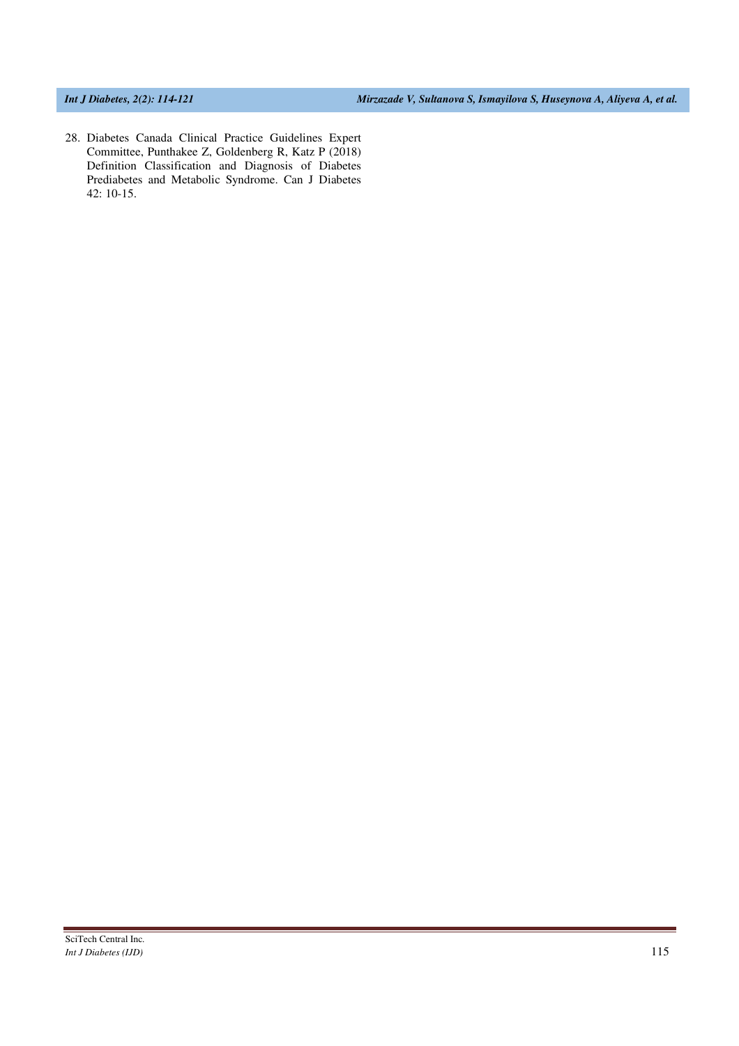28. Diabetes Canada Clinical Practice Guidelines Expert Committee, Punthakee Z, Goldenberg R, Katz P (2018) Definition Classification and Diagnosis of Diabetes Prediabetes and Metabolic Syndrome. Can J Diabetes 42: 10-15.